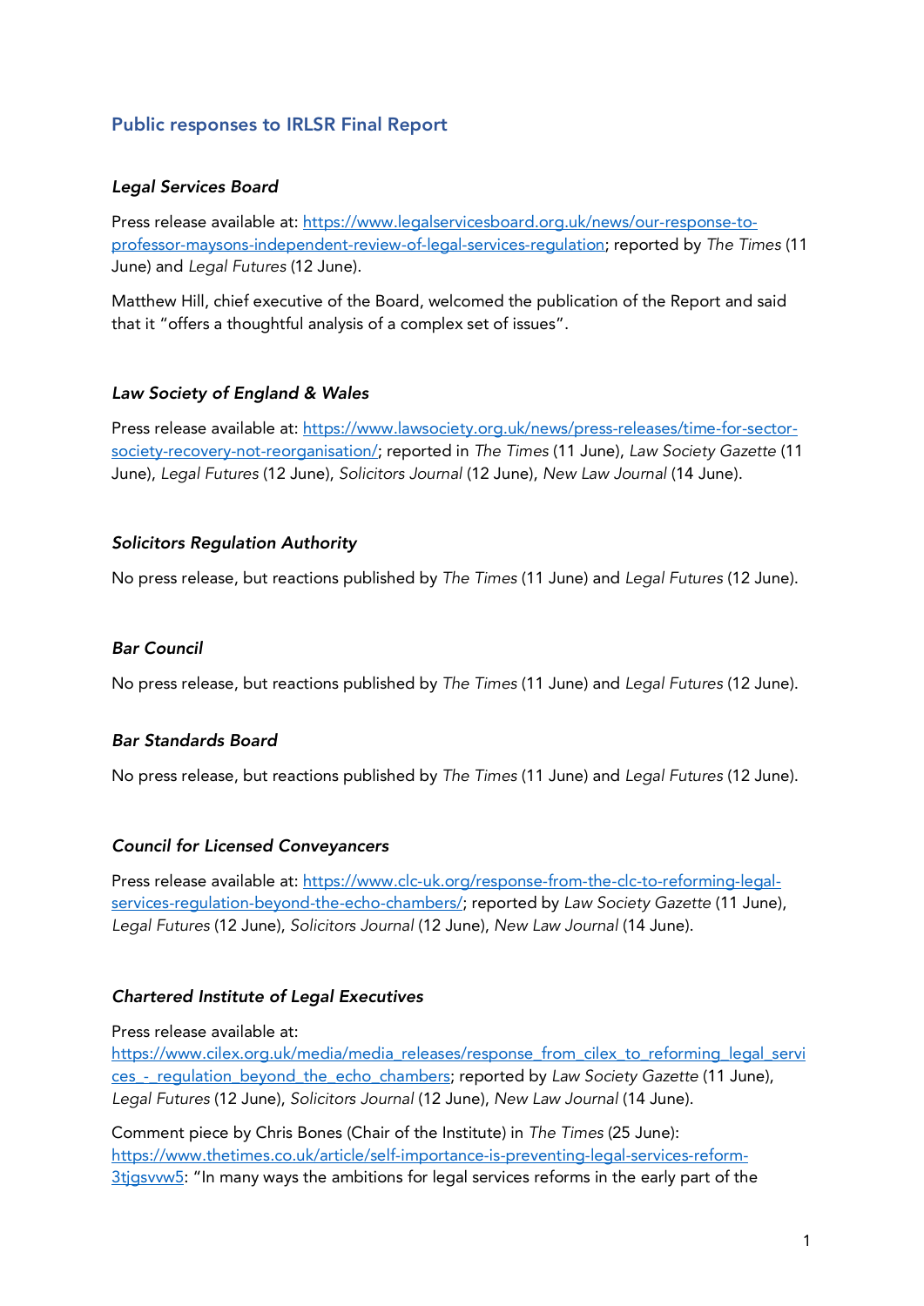## Public responses to IRLSR Final Report

### *Legal Services Board*

Press release available at: [https://www.legalservicesboard.org.uk/news/our-response-to-professor-maysons-independent-review-of-legal-services-regulation](https://www.legalservicesboard.org.uk/news/our-response-to-professor-maysons-independent-review-of-legal-services-regulation); reported by *The Times* (11 June) and *Legal Futures* (12 June).

Matthew Hill, chief executive of the Board, welcomed the publication of the Report and said that it "offers a thoughtful analysis of a complex set of issues".

### *Law Society of England & Wales*

Press release available at: [https://www.lawsociety.org.uk/news/press-releases/time-for-sector-society-recovery-not-reorganisation/](https://www.lawsociety.org.uk/news/press-releases/time-for-sector-society-recovery-not-reorganisation/); reported in *The Times* (11 June), *Law Society Gazette* (11 June), *Legal Futures* (12 June), *Solicitors Journal* (12 June), *New Law Journal* (14 June).

### *Solicitors Regulation Authority*

No press release, but reactions published by *The Times* (11 June) and *Legal Futures* (12 June).

### *Bar Council*

No press release, but reactions published by *The Times* (11 June) and *Legal Futures* (12 June).

### *Bar Standards Board*

No press release, but reactions published by *The Times* (11 June) and *Legal Futures* (12 June).

### *Council for Licensed Conveyancers*

Press release available at: [https://www.clc-uk.org/response-from-the-clc-to-reforming-legal-services-regulation-beyond-the-echo-chambers/](https://www.clc-uk.org/response-from-the-clc-to-reforming-legal-services-regulation-beyond-the-echo-chambers/); reported by *Law Society Gazette* (11 June), *Legal Futures* (12 June), *Solicitors Journal* (12 June), *New Law Journal* (14 June).

### *Chartered Institute of Legal Executives*

Press release available at: [https://www.cilex.org.uk/media/media_releases/response_from_cilex_to_reforming_legal_services_-_regulation_beyond_the_echo_chambers](https://www.cilex.org.uk/media/media_releases/response_from_cilex_to_reforming_legal_services_-_regulation_beyond_the_echo_chambers); reported by *Law Society Gazette* (11 June), *Legal Futures* (12 June), *Solicitors Journal* (12 June), *New Law Journal* (14 June).

Comment piece by Chris Bones (Chair of the Institute) in *The Times* (25 June): [https://www.thetimes.co.uk/article/self-importance-is-preventing-legal-services-reform-3tjgsvvw5](https://www.thetimes.co.uk/article/self-importance-is-preventing-legal-services-reform-3tjgsvvw5): "In many ways the ambitions for legal services reforms in the early part of the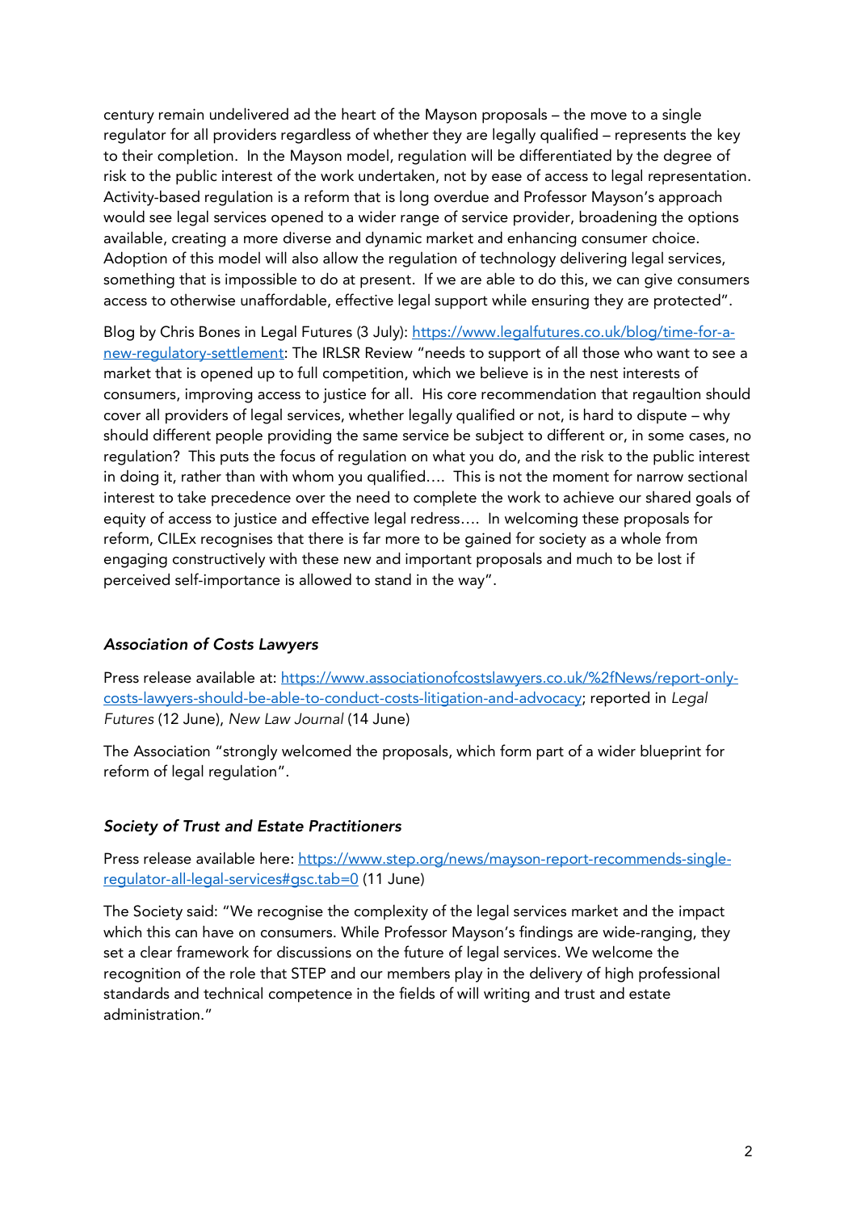century remain undelivered ad the heart of the Mayson proposals – the move to a single regulator for all providers regardless of whether they are legally qualified – represents the key to their completion. In the Mayson model, regulation will be differentiated by the degree of risk to the public interest of the work undertaken, not by ease of access to legal representation. Activity-based regulation is a reform that is long overdue and Professor Mayson's approach would see legal services opened to a wider range of service provider, broadening the options available, creating a more diverse and dynamic market and enhancing consumer choice. Adoption of this model will also allow the regulation of technology delivering legal services, something that is impossible to do at present. If we are able to do this, we can give consumers access to otherwise unaffordable, effective legal support while ensuring they are protected".

Blog by Chris Bones in Legal Futures (3 July): https://www.legalfutures.co.uk/blog/time-for-a-new-regulatory-settlement: The IRLSR Review "needs to support of all those who want to see a market that is opened up to full competition, which we believe is in the nest interests of consumers, improving access to justice for all. His core recommendation that regaultion should cover all providers of legal services, whether legally qualified or not, is hard to dispute – why should different people providing the same service be subject to different or, in some cases, no regulation? This puts the focus of regulation on what you do, and the risk to the public interest in doing it, rather than with whom you qualified.... This is not the moment for narrow sectional interest to take precedence over the need to complete the work to achieve our shared goals of equity of access to justice and effective legal redress.... In welcoming these proposals for reform, CILEx recognises that there is far more to be gained for society as a whole from engaging constructively with these new and important proposals and much to be lost if perceived self-importance is allowed to stand in the way".

### *Association of Costs Lawyers*

Press release available at: https://www.associationofcostslawyers.co.uk/%2fNews/report-only-costs-lawyers-should-be-able-to-conduct-costs-litigation-and-advocacy; reported in *Legal Futures* (12 June), *New Law Journal* (14 June)

The Association "strongly welcomed the proposals, which form part of a wider blueprint for reform of legal regulation".

### *Society of Trust and Estate Practitioners*

Press release available here: https://www.step.org/news/mayson-report-recommends-single-regulator-all-legal-services#gsc.tab=0 (11 June)

The Society said: "We recognise the complexity of the legal services market and the impact which this can have on consumers. While Professor Mayson's findings are wide-ranging, they set a clear framework for discussions on the future of legal services. We welcome the recognition of the role that STEP and our members play in the delivery of high professional standards and technical competence in the fields of will writing and trust and estate administration."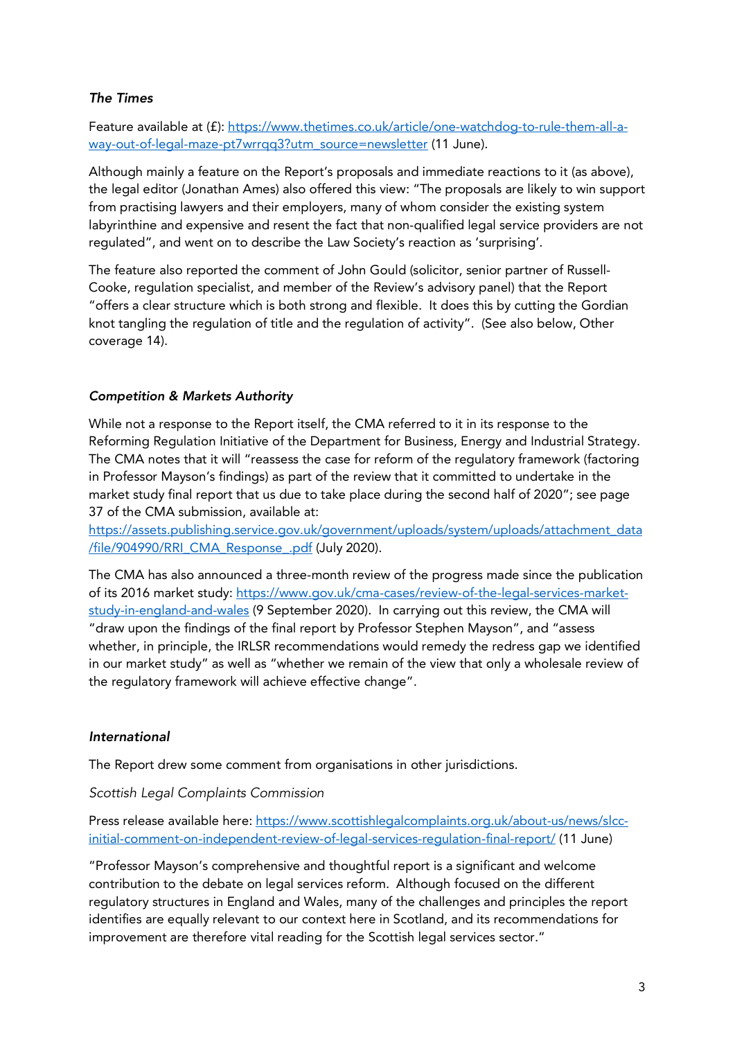*The Times*

Feature available at (£): https://www.thetimes.co.uk/article/one-watchdog-to-rule-them-all-a-way-out-of-legal-maze-pt7wrrqq3?utm_source=newsletter (11 June).

Although mainly a feature on the Report's proposals and immediate reactions to it (as above), the legal editor (Jonathan Ames) also offered this view: "The proposals are likely to win support from practising lawyers and their employers, many of whom consider the existing system labyrinthine and expensive and resent the fact that non-qualified legal service providers are not regulated", and went on to describe the Law Society's reaction as 'surprising'.

The feature also reported the comment of John Gould (solicitor, senior partner of Russell-Cooke, regulation specialist, and member of the Review's advisory panel) that the Report "offers a clear structure which is both strong and flexible. It does this by cutting the Gordian knot tangling the regulation of title and the regulation of activity". (See also below, Other coverage 14).

*Competition & Markets Authority*

While not a response to the Report itself, the CMA referred to it in its response to the Reforming Regulation Initiative of the Department for Business, Energy and Industrial Strategy. The CMA notes that it will "reassess the case for reform of the regulatory framework (factoring in Professor Mayson's findings) as part of the review that it committed to undertake in the market study final report that us due to take place during the second half of 2020"; see page 37 of the CMA submission, available at: https://assets.publishing.service.gov.uk/government/uploads/system/uploads/attachment_data/file/904990/RRI_CMA_Response_.pdf (July 2020).

The CMA has also announced a three-month review of the progress made since the publication of its 2016 market study: https://www.gov.uk/cma-cases/review-of-the-legal-services-market-study-in-england-and-wales (9 September 2020). In carrying out this review, the CMA will "draw upon the findings of the final report by Professor Stephen Mayson", and "assess whether, in principle, the IRLSR recommendations would remedy the redress gap we identified in our market study" as well as "whether we remain of the view that only a wholesale review of the regulatory framework will achieve effective change".

*International*

The Report drew some comment from organisations in other jurisdictions.

*Scottish Legal Complaints Commission*

Press release available here: https://www.scottishlegalcomplaints.org.uk/about-us/news/slcc-initial-comment-on-independent-review-of-legal-services-regulation-final-report/ (11 June)

"Professor Mayson's comprehensive and thoughtful report is a significant and welcome contribution to the debate on legal services reform. Although focused on the different regulatory structures in England and Wales, many of the challenges and principles the report identifies are equally relevant to our context here in Scotland, and its recommendations for improvement are therefore vital reading for the Scottish legal services sector."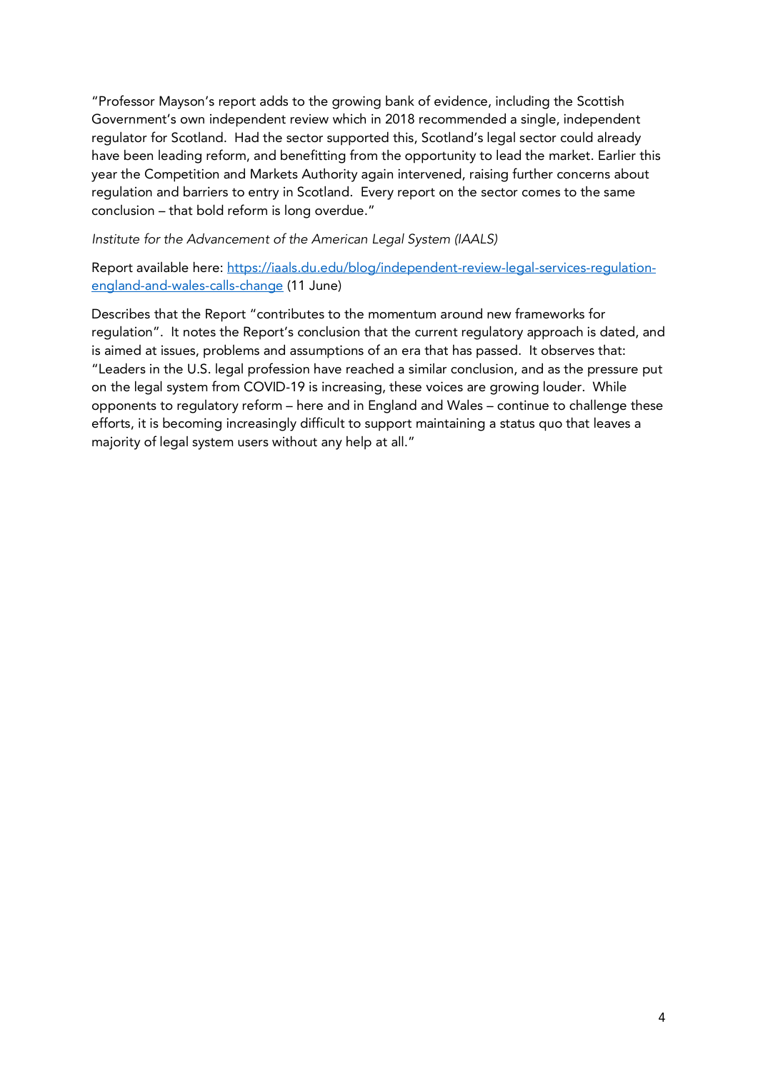"Professor Mayson's report adds to the growing bank of evidence, including the Scottish Government's own independent review which in 2018 recommended a single, independent regulator for Scotland. Had the sector supported this, Scotland's legal sector could already have been leading reform, and benefitting from the opportunity to lead the market. Earlier this year the Competition and Markets Authority again intervened, raising further concerns about regulation and barriers to entry in Scotland. Every report on the sector comes to the same conclusion – that bold reform is long overdue."

*Institute for the Advancement of the American Legal System (IAALS)*

Report available here: [https://iaals.du.edu/blog/independent-review-legal-services-regulation-england-and-wales-calls-change](https://iaals.du.edu/blog/independent-review-legal-services-regulation-england-and-wales-calls-change) (11 June)

Describes that the Report "contributes to the momentum around new frameworks for regulation". It notes the Report's conclusion that the current regulatory approach is dated, and is aimed at issues, problems and assumptions of an era that has passed. It observes that: "Leaders in the U.S. legal profession have reached a similar conclusion, and as the pressure put on the legal system from COVID-19 is increasing, these voices are growing louder. While opponents to regulatory reform – here and in England and Wales – continue to challenge these efforts, it is becoming increasingly difficult to support maintaining a status quo that leaves a majority of legal system users without any help at all."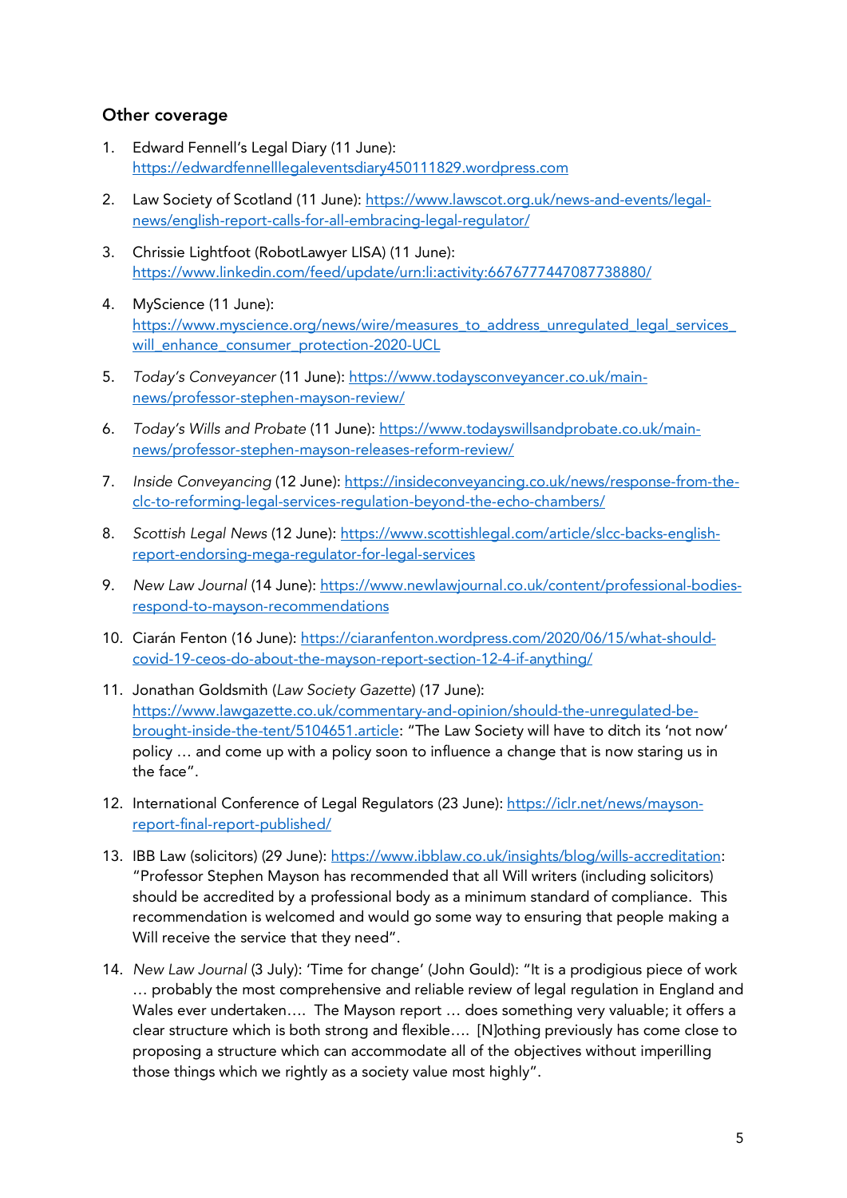## Other coverage

1. Edward Fennell's Legal Diary (11 June): https://edwardfennelllegaleventsdiary450111829.wordpress.com
2. Law Society of Scotland (11 June): https://www.lawscot.org.uk/news-and-events/legal-news/english-report-calls-for-all-embracing-legal-regulator/
3. Chrissie Lightfoot (RobotLawyer LISA) (11 June): https://www.linkedin.com/feed/update/urn:li:activity:6676777447087738880/
4. MyScience (11 June): https://www.myscience.org/news/wire/measures_to_address_unregulated_legal_services_will_enhance_consumer_protection-2020-UCL
5. *Today's Conveyancer* (11 June): https://www.todaysconveyancer.co.uk/main-news/professor-stephen-mayson-review/
6. *Today's Wills and Probate* (11 June): https://www.todayswillsandprobate.co.uk/main-news/professor-stephen-mayson-releases-reform-review/
7. *Inside Conveyancing* (12 June): https://insideconveyancing.co.uk/news/response-from-the-clc-to-reforming-legal-services-regulation-beyond-the-echo-chambers/
8. *Scottish Legal News* (12 June): https://www.scottishlegal.com/article/slcc-backs-english-report-endorsing-mega-regulator-for-legal-services
9. *New Law Journal* (14 June): https://www.newlawjournal.co.uk/content/professional-bodies-respond-to-mayson-recommendations
10. Ciarán Fenton (16 June): https://ciaranfenton.wordpress.com/2020/06/15/what-should-covid-19-ceos-do-about-the-mayson-report-section-12-4-if-anything/
11. Jonathan Goldsmith (*Law Society Gazette*) (17 June): https://www.lawgazette.co.uk/commentary-and-opinion/should-the-unregulated-be-brought-inside-the-tent/5104651.article: "The Law Society will have to ditch its 'not now' policy … and come up with a policy soon to influence a change that is now staring us in the face".
12. International Conference of Legal Regulators (23 June): https://iclr.net/news/mayson-report-final-report-published/
13. IBB Law (solicitors) (29 June): https://www.ibblaw.co.uk/insights/blog/wills-accreditation: "Professor Stephen Mayson has recommended that all Will writers (including solicitors) should be accredited by a professional body as a minimum standard of compliance. This recommendation is welcomed and would go some way to ensuring that people making a Will receive the service that they need".
14. *New Law Journal* (3 July): 'Time for change' (John Gould): "It is a prodigious piece of work … probably the most comprehensive and reliable review of legal regulation in England and Wales ever undertaken…. The Mayson report … does something very valuable; it offers a clear structure which is both strong and flexible…. [N]othing previously has come close to proposing a structure which can accommodate all of the objectives without imperilling those things which we rightly as a society value most highly".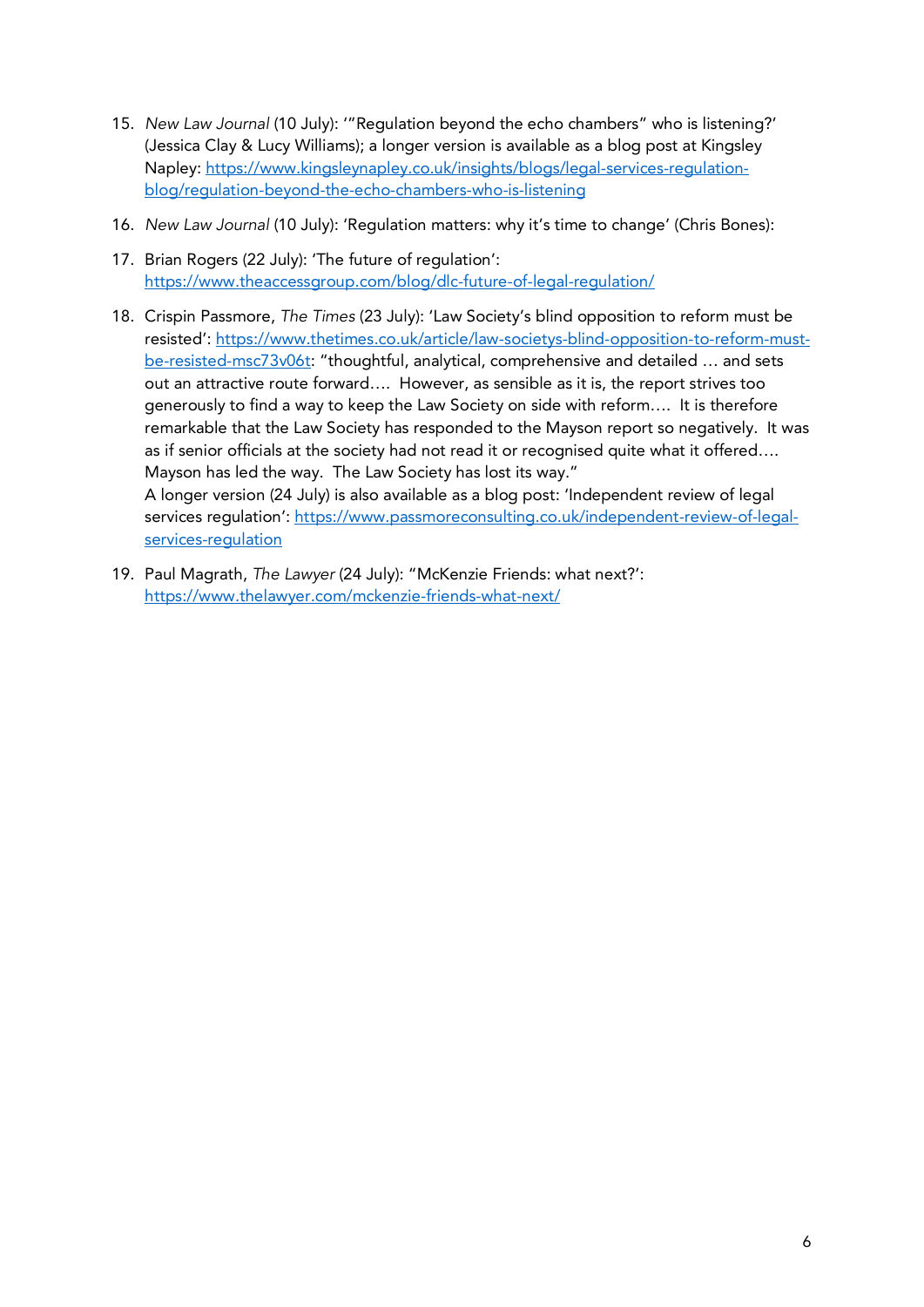15. *New Law Journal* (10 July): '"Regulation beyond the echo chambers" who is listening?' (Jessica Clay & Lucy Williams); a longer version is available as a blog post at Kingsley Napley: https://www.kingsleynapley.co.uk/insights/blogs/legal-services-regulation-blog/regulation-beyond-the-echo-chambers-who-is-listening

16. *New Law Journal* (10 July): 'Regulation matters: why it's time to change' (Chris Bones):

17. Brian Rogers (22 July): 'The future of regulation': https://www.theaccessgroup.com/blog/dlc-future-of-legal-regulation/

18. Crispin Passmore, *The Times* (23 July): 'Law Society's blind opposition to reform must be resisted': https://www.thetimes.co.uk/article/law-societys-blind-opposition-to-reform-must-be-resisted-msc73v06t: "thoughtful, analytical, comprehensive and detailed … and sets out an attractive route forward…. However, as sensible as it is, the report strives too generously to find a way to keep the Law Society on side with reform…. It is therefore remarkable that the Law Society has responded to the Mayson report so negatively. It was as if senior officials at the society had not read it or recognised quite what it offered…. Mayson has led the way. The Law Society has lost its way."
A longer version (24 July) is also available as a blog post: 'Independent review of legal services regulation': https://www.passmoreconsulting.co.uk/independent-review-of-legal-services-regulation

19. Paul Magrath, *The Lawyer* (24 July): "McKenzie Friends: what next?': https://www.thelawyer.com/mckenzie-friends-what-next/